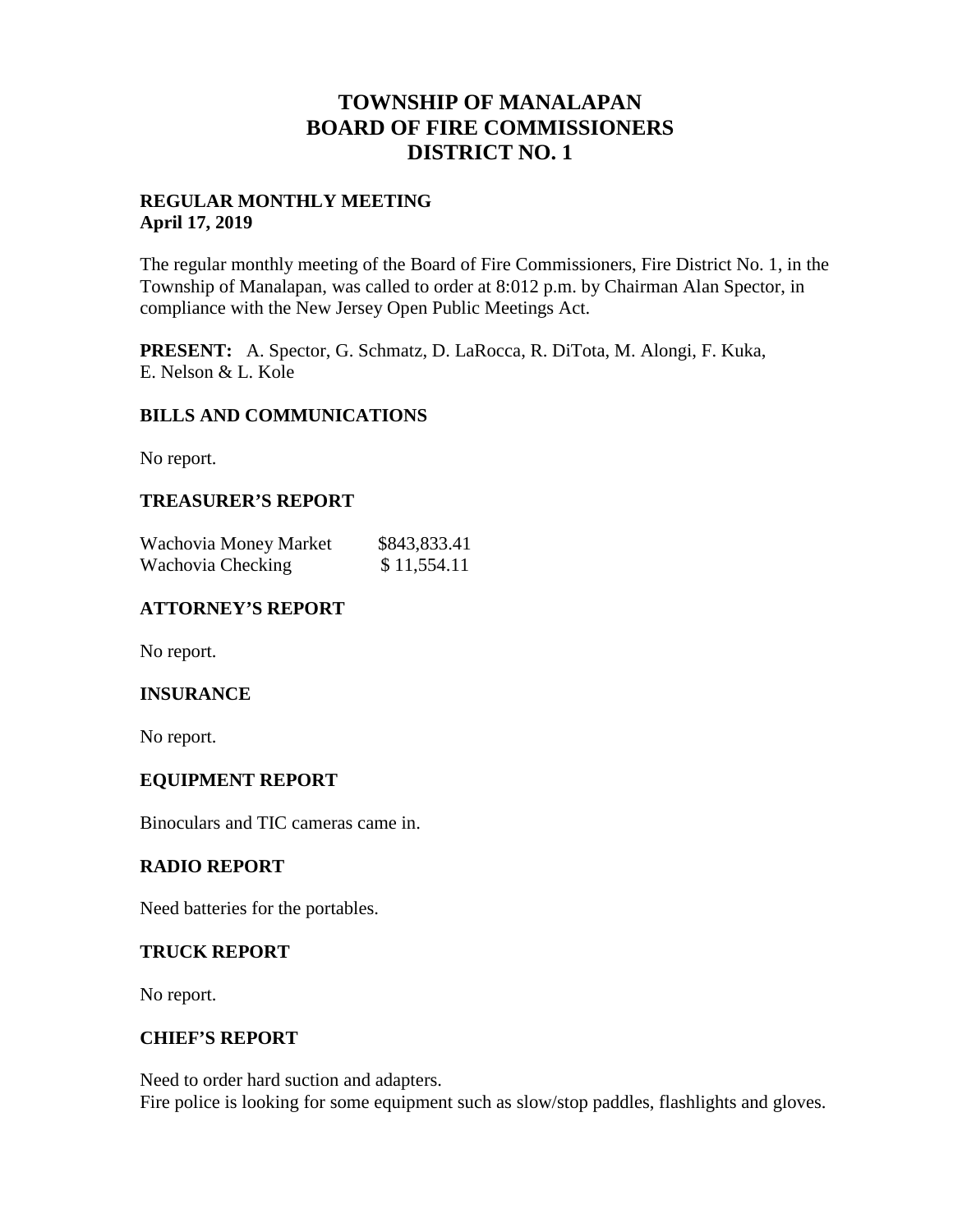# TOWNSHIP OF MANALAPAN
# BOARD OF FIRE COMMISSIONERS
# DISTRICT NO. 1

**REGULAR MONTHLY MEETING**
**April 17, 2019**

The regular monthly meeting of the Board of Fire Commissioners, Fire District No. 1, in the Township of Manalapan, was called to order at 8:012 p.m. by Chairman Alan Spector, in compliance with the New Jersey Open Public Meetings Act.

**PRESENT:** A. Spector, G. Schmatz, D. LaRocca, R. DiTota, M. Alongi, F. Kuka, E. Nelson & L. Kole

## BILLS AND COMMUNICATIONS

No report.

## TREASURER'S REPORT

| | |
|---|---|
| Wachovia Money Market | $843,833.41 |
| Wachovia Checking | $ 11,554.11 |

## ATTORNEY'S REPORT

No report.

## INSURANCE

No report.

## EQUIPMENT REPORT

Binoculars and TIC cameras came in.

## RADIO REPORT

Need batteries for the portables.

## TRUCK REPORT

No report.

## CHIEF'S REPORT

Need to order hard suction and adapters.
Fire police is looking for some equipment such as slow/stop paddles, flashlights and gloves.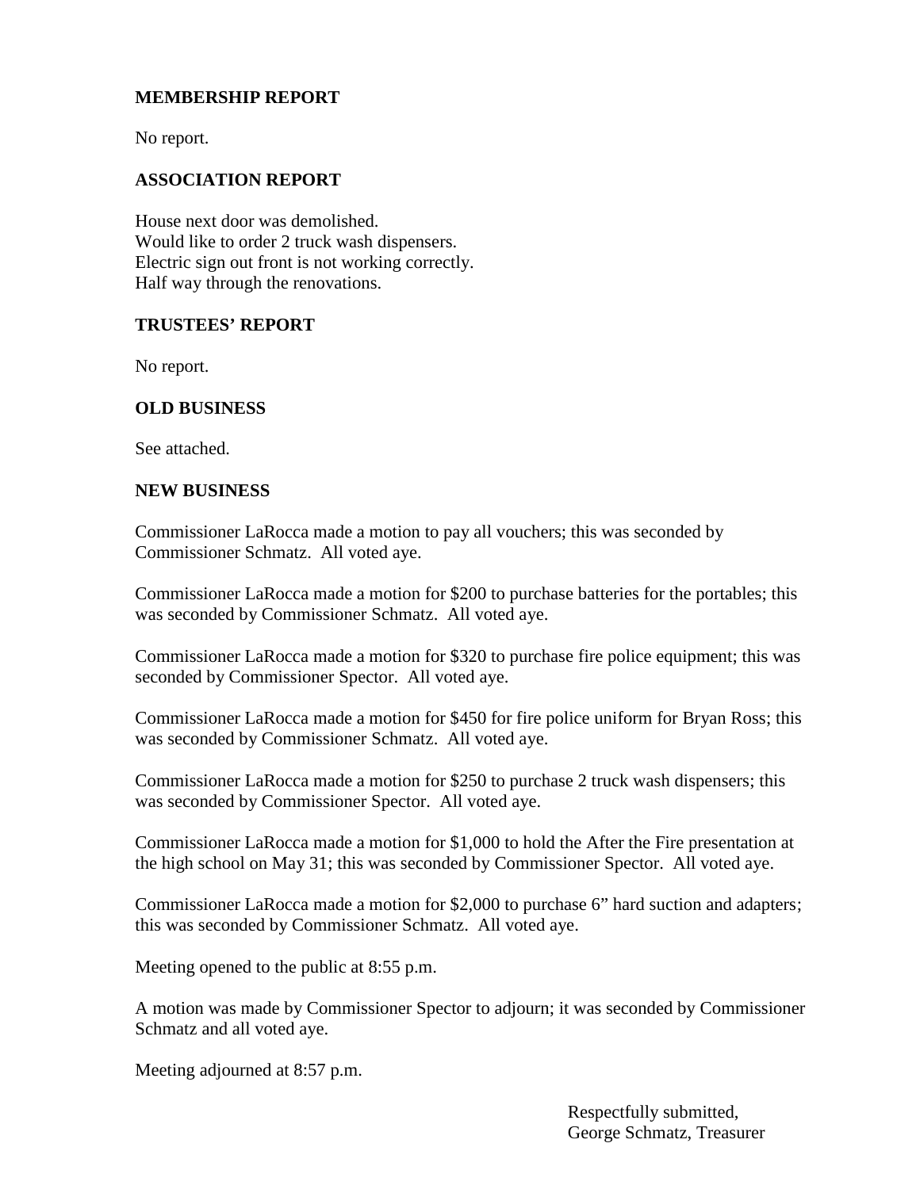## MEMBERSHIP REPORT

No report.

## ASSOCIATION REPORT

House next door was demolished.
Would like to order 2 truck wash dispensers.
Electric sign out front is not working correctly.
Half way through the renovations.

## TRUSTEES' REPORT

No report.

## OLD BUSINESS

See attached.

## NEW BUSINESS

Commissioner LaRocca made a motion to pay all vouchers; this was seconded by Commissioner Schmatz. All voted aye.

Commissioner LaRocca made a motion for $200 to purchase batteries for the portables; this was seconded by Commissioner Schmatz. All voted aye.

Commissioner LaRocca made a motion for $320 to purchase fire police equipment; this was seconded by Commissioner Spector. All voted aye.

Commissioner LaRocca made a motion for $450 for fire police uniform for Bryan Ross; this was seconded by Commissioner Schmatz. All voted aye.

Commissioner LaRocca made a motion for $250 to purchase 2 truck wash dispensers; this was seconded by Commissioner Spector. All voted aye.

Commissioner LaRocca made a motion for $1,000 to hold the After the Fire presentation at the high school on May 31; this was seconded by Commissioner Spector. All voted aye.

Commissioner LaRocca made a motion for $2,000 to purchase 6" hard suction and adapters; this was seconded by Commissioner Schmatz. All voted aye.

Meeting opened to the public at 8:55 p.m.

A motion was made by Commissioner Spector to adjourn; it was seconded by Commissioner Schmatz and all voted aye.

Meeting adjourned at 8:57 p.m.

Respectfully submitted,
George Schmatz, Treasurer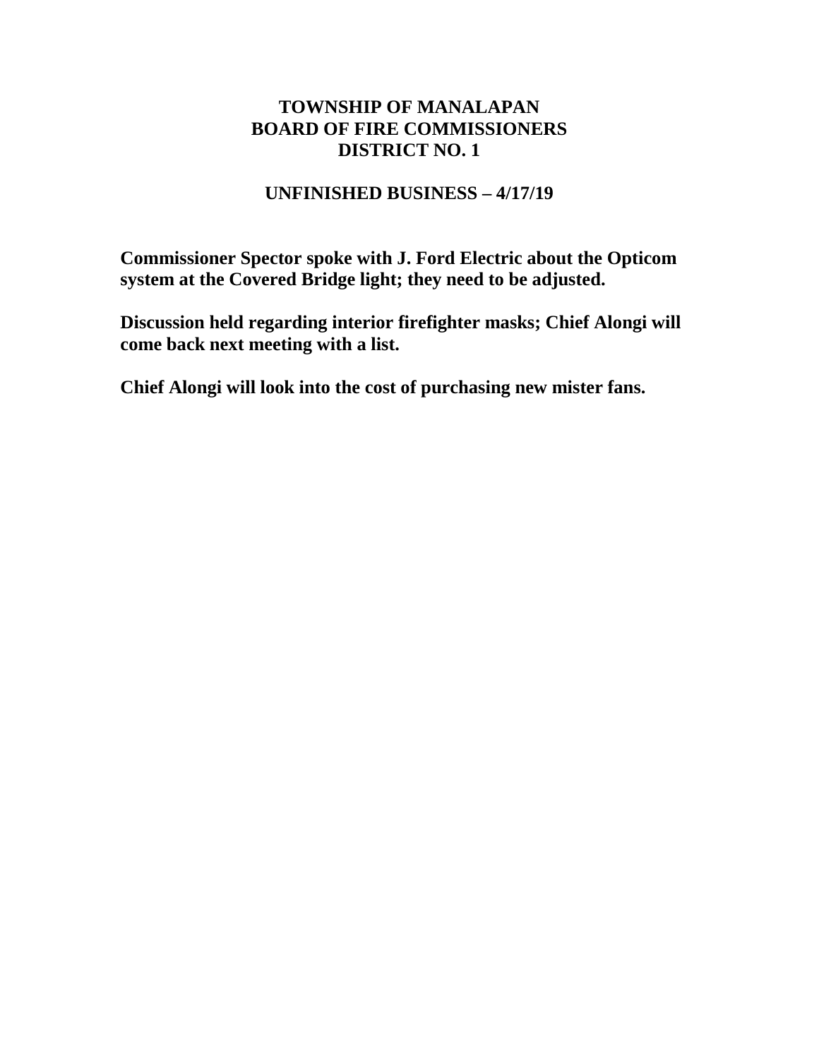# TOWNSHIP OF MANALAPAN
# BOARD OF FIRE COMMISSIONERS
# DISTRICT NO. 1

## UNFINISHED BUSINESS – 4/17/19

**Commissioner Spector spoke with J. Ford Electric about the Opticom system at the Covered Bridge light; they need to be adjusted.**

**Discussion held regarding interior firefighter masks; Chief Alongi will come back next meeting with a list.**

**Chief Alongi will look into the cost of purchasing new mister fans.**